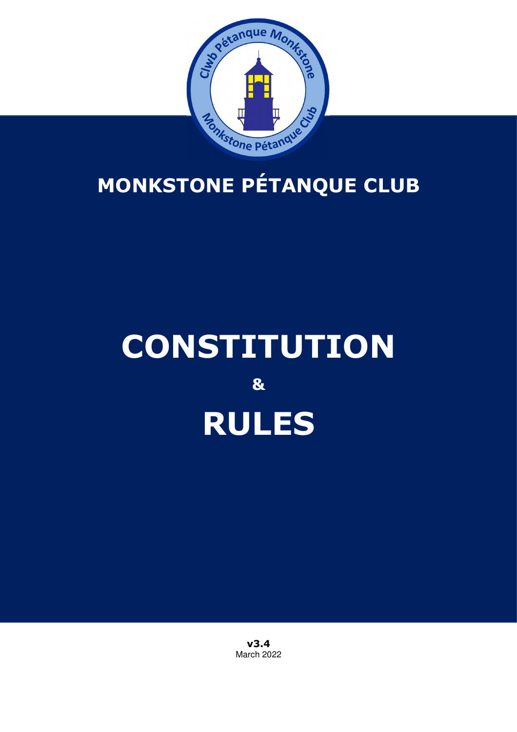# MONKSTONE PÉTANQUE CLUB

# CONSTITUTION

# &

# RULES

**v3.4**
March 2022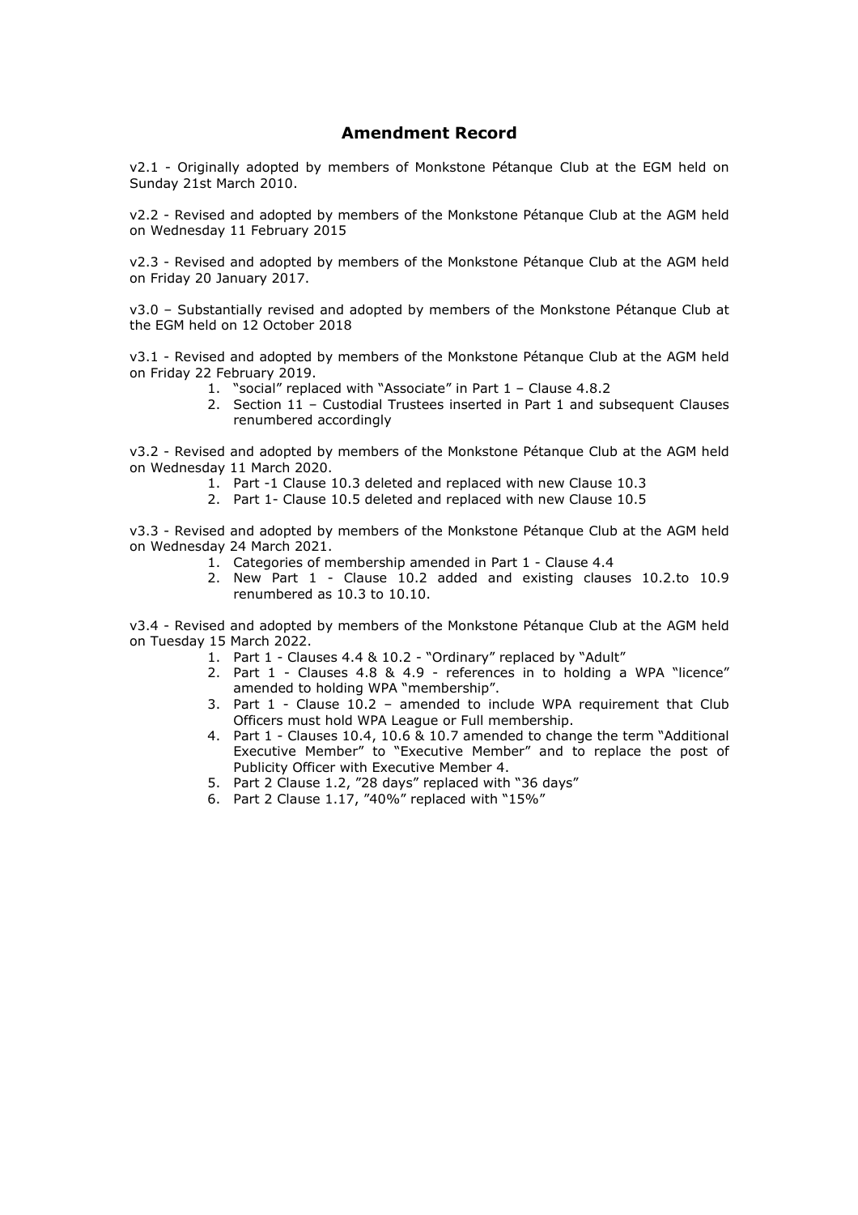## Amendment Record

v2.1 - Originally adopted by members of Monkstone Pétanque Club at the EGM held on Sunday 21st March 2010.

v2.2 - Revised and adopted by members of the Monkstone Pétanque Club at the AGM held on Wednesday 11 February 2015

v2.3 - Revised and adopted by members of the Monkstone Pétanque Club at the AGM held on Friday 20 January 2017.

v3.0 – Substantially revised and adopted by members of the Monkstone Pétanque Club at the EGM held on 12 October 2018

v3.1 - Revised and adopted by members of the Monkstone Pétanque Club at the AGM held on Friday 22 February 2019.

1. "social" replaced with "Associate" in Part 1 – Clause 4.8.2
2. Section 11 – Custodial Trustees inserted in Part 1 and subsequent Clauses renumbered accordingly

v3.2 - Revised and adopted by members of the Monkstone Pétanque Club at the AGM held on Wednesday 11 March 2020.

1. Part -1 Clause 10.3 deleted and replaced with new Clause 10.3
2. Part 1- Clause 10.5 deleted and replaced with new Clause 10.5

v3.3 - Revised and adopted by members of the Monkstone Pétanque Club at the AGM held on Wednesday 24 March 2021.

1. Categories of membership amended in Part 1 - Clause 4.4
2. New Part 1 - Clause 10.2 added and existing clauses 10.2.to 10.9 renumbered as 10.3 to 10.10.

v3.4 - Revised and adopted by members of the Monkstone Pétanque Club at the AGM held on Tuesday 15 March 2022.

1. Part 1 - Clauses 4.4 & 10.2 - "Ordinary" replaced by "Adult"
2. Part 1 - Clauses 4.8 & 4.9 - references in to holding a WPA "licence" amended to holding WPA "membership".
3. Part 1 - Clause 10.2 – amended to include WPA requirement that Club Officers must hold WPA League or Full membership.
4. Part 1 - Clauses 10.4, 10.6 & 10.7 amended to change the term "Additional Executive Member" to "Executive Member" and to replace the post of Publicity Officer with Executive Member 4.
5. Part 2 Clause 1.2, "28 days" replaced with "36 days"
6. Part 2 Clause 1.17, "40%" replaced with "15%"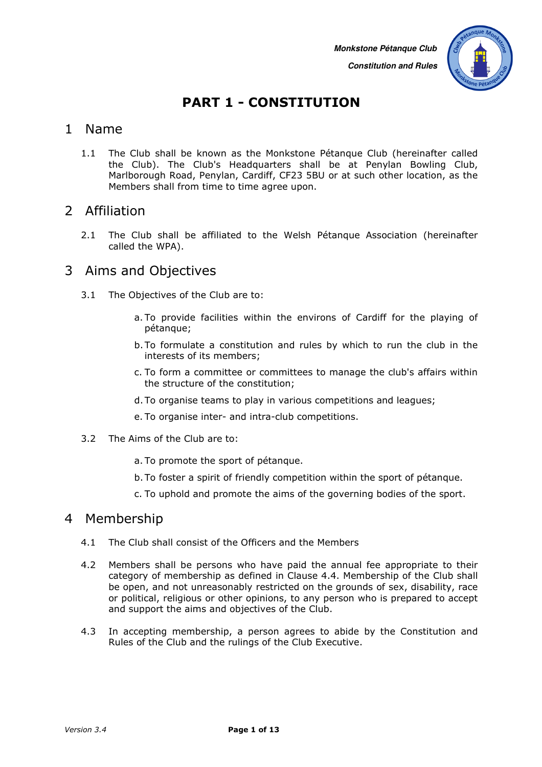# PART 1 - CONSTITUTION

## 1 Name

1.1 The Club shall be known as the Monkstone Pétanque Club (hereinafter called the Club). The Club's Headquarters shall be at Penylan Bowling Club, Marlborough Road, Penylan, Cardiff, CF23 5BU or at such other location, as the Members shall from time to time agree upon.

## 2 Affiliation

2.1 The Club shall be affiliated to the Welsh Pétanque Association (hereinafter called the WPA).

## 3 Aims and Objectives

3.1 The Objectives of the Club are to:

a. To provide facilities within the environs of Cardiff for the playing of pétanque;

b. To formulate a constitution and rules by which to run the club in the interests of its members;

c. To form a committee or committees to manage the club's affairs within the structure of the constitution;

d. To organise teams to play in various competitions and leagues;

e. To organise inter- and intra-club competitions.

3.2 The Aims of the Club are to:

a. To promote the sport of pétanque.

b. To foster a spirit of friendly competition within the sport of pétanque.

c. To uphold and promote the aims of the governing bodies of the sport.

## 4 Membership

4.1 The Club shall consist of the Officers and the Members

4.2 Members shall be persons who have paid the annual fee appropriate to their category of membership as defined in Clause 4.4. Membership of the Club shall be open, and not unreasonably restricted on the grounds of sex, disability, race or political, religious or other opinions, to any person who is prepared to accept and support the aims and objectives of the Club.

4.3 In accepting membership, a person agrees to abide by the Constitution and Rules of the Club and the rulings of the Club Executive.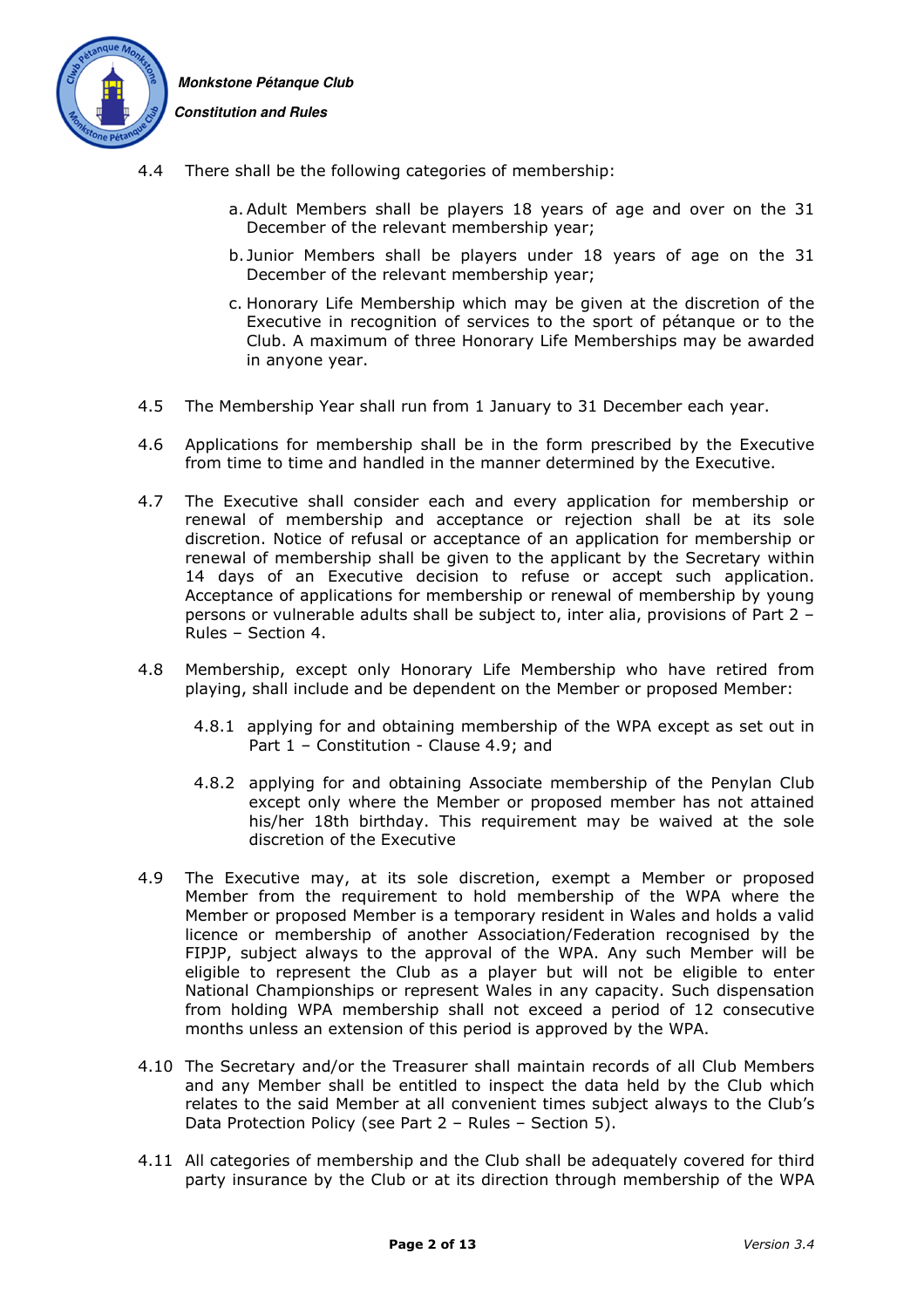4.4 There shall be the following categories of membership:

   a. Adult Members shall be players 18 years of age and over on the 31 December of the relevant membership year;

   b. Junior Members shall be players under 18 years of age on the 31 December of the relevant membership year;

   c. Honorary Life Membership which may be given at the discretion of the Executive in recognition of services to the sport of pétanque or to the Club. A maximum of three Honorary Life Memberships may be awarded in anyone year.

4.5 The Membership Year shall run from 1 January to 31 December each year.

4.6 Applications for membership shall be in the form prescribed by the Executive from time to time and handled in the manner determined by the Executive.

4.7 The Executive shall consider each and every application for membership or renewal of membership and acceptance or rejection shall be at its sole discretion. Notice of refusal or acceptance of an application for membership or renewal of membership shall be given to the applicant by the Secretary within 14 days of an Executive decision to refuse or accept such application. Acceptance of applications for membership or renewal of membership by young persons or vulnerable adults shall be subject to, inter alia, provisions of Part 2 – Rules – Section 4.

4.8 Membership, except only Honorary Life Membership who have retired from playing, shall include and be dependent on the Member or proposed Member:

   4.8.1 applying for and obtaining membership of the WPA except as set out in Part 1 – Constitution - Clause 4.9; and

   4.8.2 applying for and obtaining Associate membership of the Penylan Club except only where the Member or proposed member has not attained his/her 18th birthday. This requirement may be waived at the sole discretion of the Executive

4.9 The Executive may, at its sole discretion, exempt a Member or proposed Member from the requirement to hold membership of the WPA where the Member or proposed Member is a temporary resident in Wales and holds a valid licence or membership of another Association/Federation recognised by the FIPJP, subject always to the approval of the WPA. Any such Member will be eligible to represent the Club as a player but will not be eligible to enter National Championships or represent Wales in any capacity. Such dispensation from holding WPA membership shall not exceed a period of 12 consecutive months unless an extension of this period is approved by the WPA.

4.10 The Secretary and/or the Treasurer shall maintain records of all Club Members and any Member shall be entitled to inspect the data held by the Club which relates to the said Member at all convenient times subject always to the Club's Data Protection Policy (see Part 2 – Rules – Section 5).

4.11 All categories of membership and the Club shall be adequately covered for third party insurance by the Club or at its direction through membership of the WPA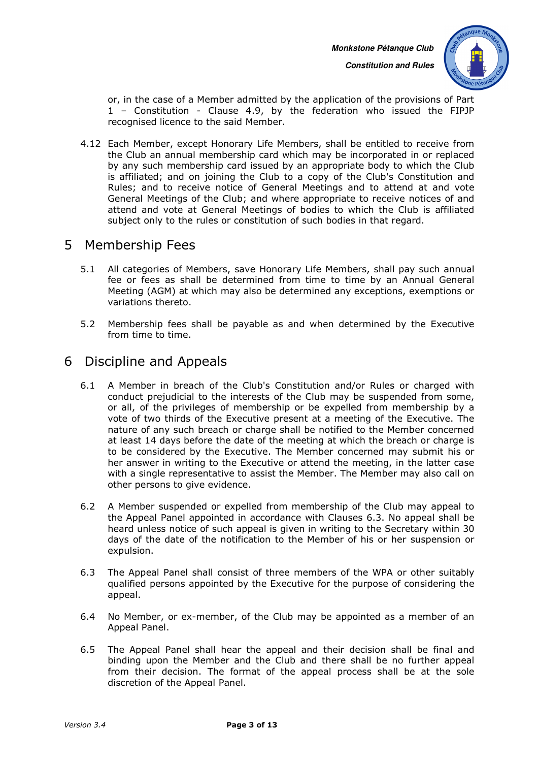or, in the case of a Member admitted by the application of the provisions of Part 1 – Constitution - Clause 4.9, by the federation who issued the FIPJP recognised licence to the said Member.

4.12 Each Member, except Honorary Life Members, shall be entitled to receive from the Club an annual membership card which may be incorporated in or replaced by any such membership card issued by an appropriate body to which the Club is affiliated; and on joining the Club to a copy of the Club's Constitution and Rules; and to receive notice of General Meetings and to attend at and vote General Meetings of the Club; and where appropriate to receive notices of and attend and vote at General Meetings of bodies to which the Club is affiliated subject only to the rules or constitution of such bodies in that regard.

# 5 Membership Fees

5.1 All categories of Members, save Honorary Life Members, shall pay such annual fee or fees as shall be determined from time to time by an Annual General Meeting (AGM) at which may also be determined any exceptions, exemptions or variations thereto.

5.2 Membership fees shall be payable as and when determined by the Executive from time to time.

# 6 Discipline and Appeals

6.1 A Member in breach of the Club's Constitution and/or Rules or charged with conduct prejudicial to the interests of the Club may be suspended from some, or all, of the privileges of membership or be expelled from membership by a vote of two thirds of the Executive present at a meeting of the Executive. The nature of any such breach or charge shall be notified to the Member concerned at least 14 days before the date of the meeting at which the breach or charge is to be considered by the Executive. The Member concerned may submit his or her answer in writing to the Executive or attend the meeting, in the latter case with a single representative to assist the Member. The Member may also call on other persons to give evidence.

6.2 A Member suspended or expelled from membership of the Club may appeal to the Appeal Panel appointed in accordance with Clauses 6.3. No appeal shall be heard unless notice of such appeal is given in writing to the Secretary within 30 days of the date of the notification to the Member of his or her suspension or expulsion.

6.3 The Appeal Panel shall consist of three members of the WPA or other suitably qualified persons appointed by the Executive for the purpose of considering the appeal.

6.4 No Member, or ex-member, of the Club may be appointed as a member of an Appeal Panel.

6.5 The Appeal Panel shall hear the appeal and their decision shall be final and binding upon the Member and the Club and there shall be no further appeal from their decision. The format of the appeal process shall be at the sole discretion of the Appeal Panel.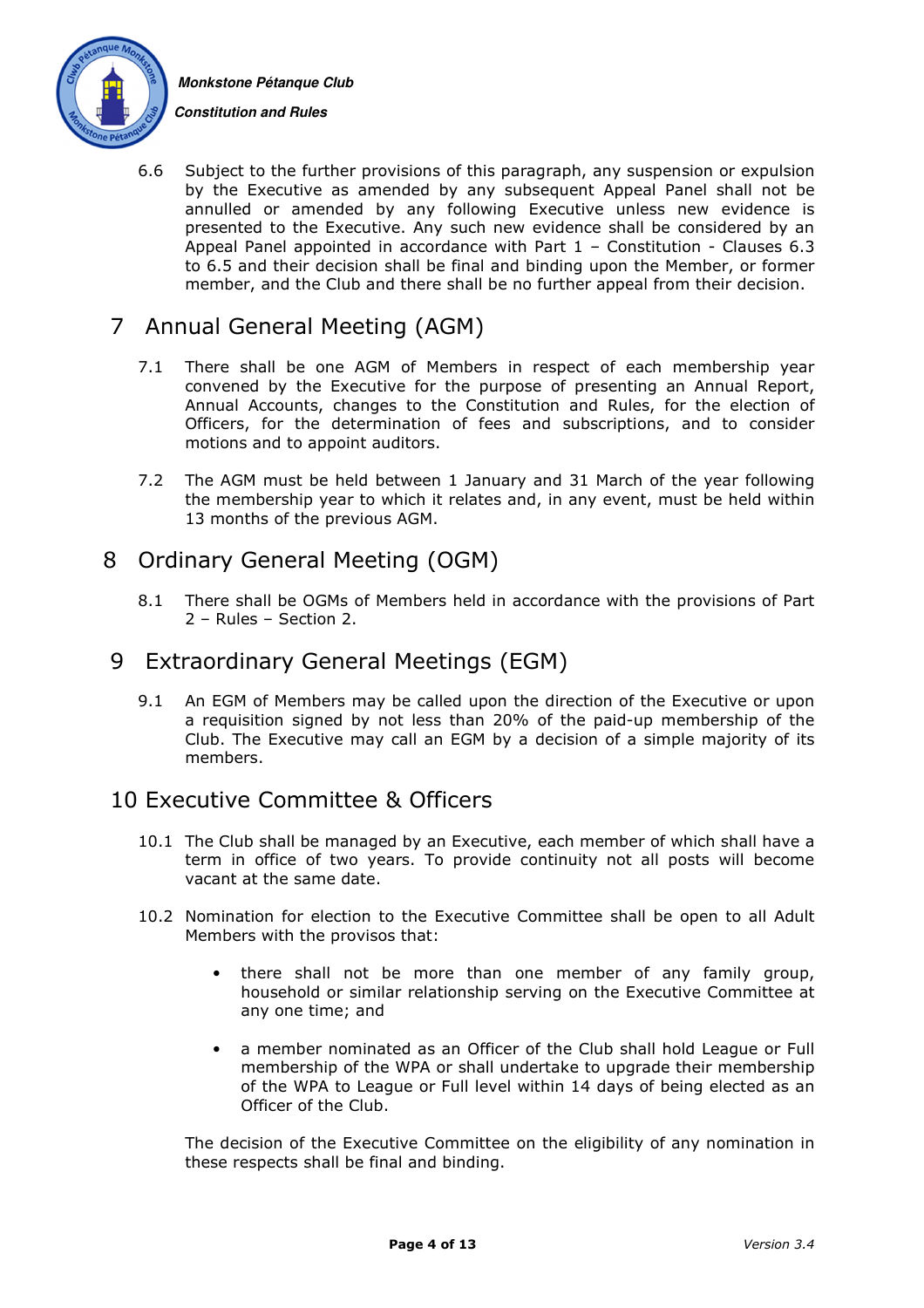6.6 Subject to the further provisions of this paragraph, any suspension or expulsion by the Executive as amended by any subsequent Appeal Panel shall not be annulled or amended by any following Executive unless new evidence is presented to the Executive. Any such new evidence shall be considered by an Appeal Panel appointed in accordance with Part 1 – Constitution - Clauses 6.3 to 6.5 and their decision shall be final and binding upon the Member, or former member, and the Club and there shall be no further appeal from their decision.

## 7 Annual General Meeting (AGM)

7.1 There shall be one AGM of Members in respect of each membership year convened by the Executive for the purpose of presenting an Annual Report, Annual Accounts, changes to the Constitution and Rules, for the election of Officers, for the determination of fees and subscriptions, and to consider motions and to appoint auditors.

7.2 The AGM must be held between 1 January and 31 March of the year following the membership year to which it relates and, in any event, must be held within 13 months of the previous AGM.

## 8 Ordinary General Meeting (OGM)

8.1 There shall be OGMs of Members held in accordance with the provisions of Part 2 – Rules – Section 2.

## 9 Extraordinary General Meetings (EGM)

9.1 An EGM of Members may be called upon the direction of the Executive or upon a requisition signed by not less than 20% of the paid-up membership of the Club. The Executive may call an EGM by a decision of a simple majority of its members.

## 10 Executive Committee & Officers

10.1 The Club shall be managed by an Executive, each member of which shall have a term in office of two years. To provide continuity not all posts will become vacant at the same date.

10.2 Nomination for election to the Executive Committee shall be open to all Adult Members with the provisos that:

- there shall not be more than one member of any family group, household or similar relationship serving on the Executive Committee at any one time; and
- a member nominated as an Officer of the Club shall hold League or Full membership of the WPA or shall undertake to upgrade their membership of the WPA to League or Full level within 14 days of being elected as an Officer of the Club.

The decision of the Executive Committee on the eligibility of any nomination in these respects shall be final and binding.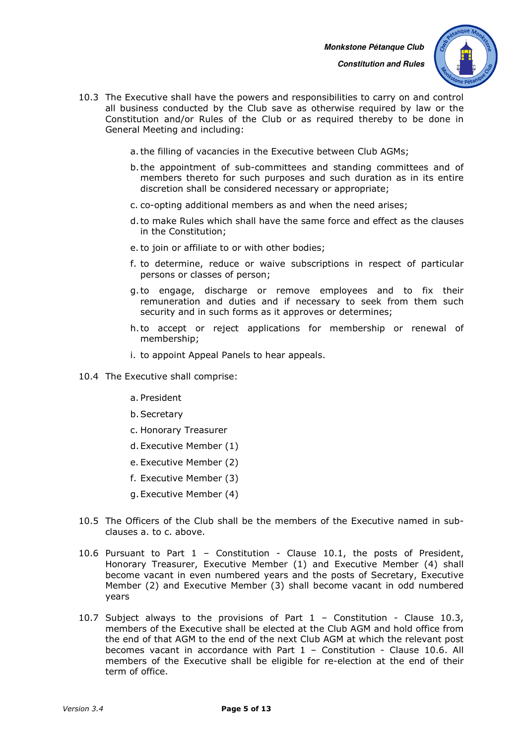10.3 The Executive shall have the powers and responsibilities to carry on and control all business conducted by the Club save as otherwise required by law or the Constitution and/or Rules of the Club or as required thereby to be done in General Meeting and including:

   a. the filling of vacancies in the Executive between Club AGMs;

   b. the appointment of sub-committees and standing committees and of members thereto for such purposes and such duration as in its entire discretion shall be considered necessary or appropriate;

   c. co-opting additional members as and when the need arises;

   d. to make Rules which shall have the same force and effect as the clauses in the Constitution;

   e. to join or affiliate to or with other bodies;

   f. to determine, reduce or waive subscriptions in respect of particular persons or classes of person;

   g. to engage, discharge or remove employees and to fix their remuneration and duties and if necessary to seek from them such security and in such forms as it approves or determines;

   h. to accept or reject applications for membership or renewal of membership;

   i. to appoint Appeal Panels to hear appeals.

10.4 The Executive shall comprise:

   a. President

   b. Secretary

   c. Honorary Treasurer

   d. Executive Member (1)

   e. Executive Member (2)

   f. Executive Member (3)

   g. Executive Member (4)

10.5 The Officers of the Club shall be the members of the Executive named in sub-clauses a. to c. above.

10.6 Pursuant to Part 1 – Constitution - Clause 10.1, the posts of President, Honorary Treasurer, Executive Member (1) and Executive Member (4) shall become vacant in even numbered years and the posts of Secretary, Executive Member (2) and Executive Member (3) shall become vacant in odd numbered years

10.7 Subject always to the provisions of Part 1 – Constitution - Clause 10.3, members of the Executive shall be elected at the Club AGM and hold office from the end of that AGM to the end of the next Club AGM at which the relevant post becomes vacant in accordance with Part 1 – Constitution - Clause 10.6. All members of the Executive shall be eligible for re-election at the end of their term of office.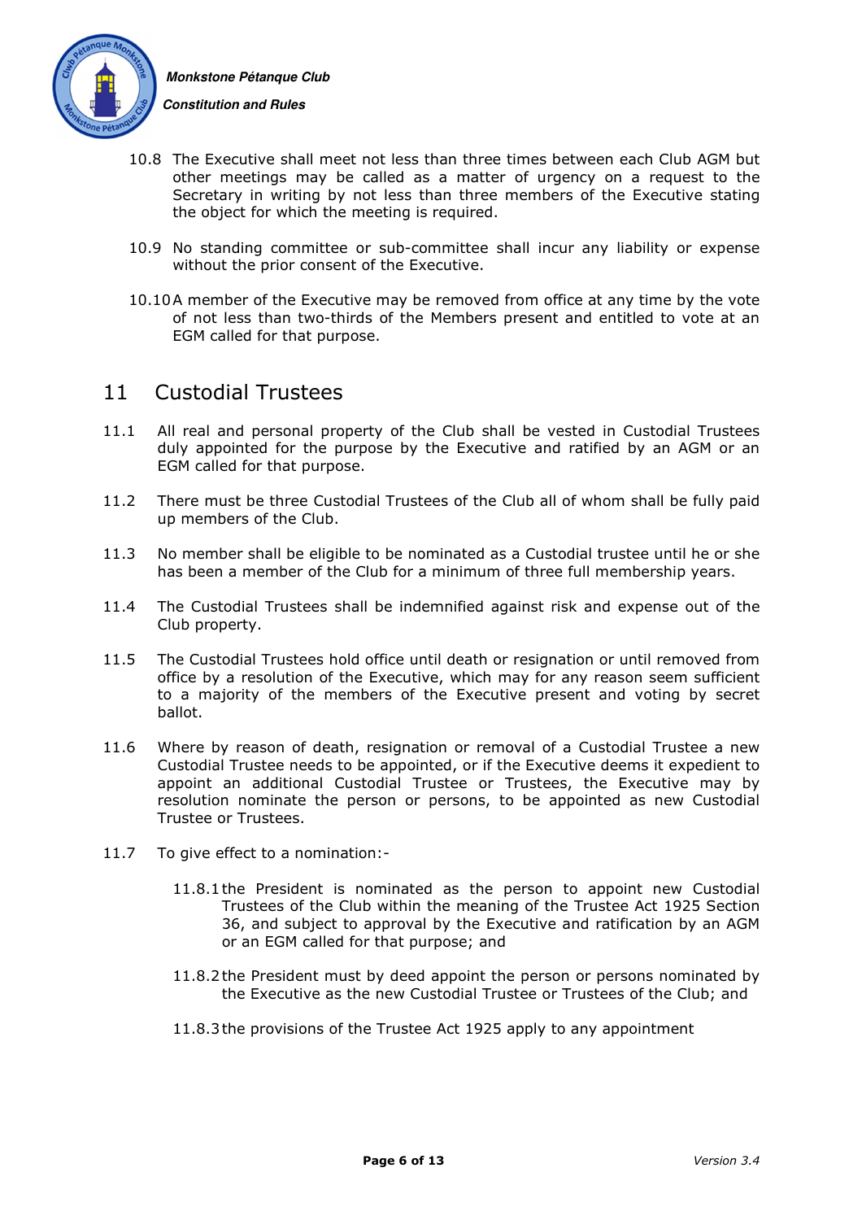10.8 The Executive shall meet not less than three times between each Club AGM but other meetings may be called as a matter of urgency on a request to the Secretary in writing by not less than three members of the Executive stating the object for which the meeting is required.

10.9 No standing committee or sub-committee shall incur any liability or expense without the prior consent of the Executive.

10.10 A member of the Executive may be removed from office at any time by the vote of not less than two-thirds of the Members present and entitled to vote at an EGM called for that purpose.

## 11 Custodial Trustees

11.1 All real and personal property of the Club shall be vested in Custodial Trustees duly appointed for the purpose by the Executive and ratified by an AGM or an EGM called for that purpose.

11.2 There must be three Custodial Trustees of the Club all of whom shall be fully paid up members of the Club.

11.3 No member shall be eligible to be nominated as a Custodial trustee until he or she has been a member of the Club for a minimum of three full membership years.

11.4 The Custodial Trustees shall be indemnified against risk and expense out of the Club property.

11.5 The Custodial Trustees hold office until death or resignation or until removed from office by a resolution of the Executive, which may for any reason seem sufficient to a majority of the members of the Executive present and voting by secret ballot.

11.6 Where by reason of death, resignation or removal of a Custodial Trustee a new Custodial Trustee needs to be appointed, or if the Executive deems it expedient to appoint an additional Custodial Trustee or Trustees, the Executive may by resolution nominate the person or persons, to be appointed as new Custodial Trustee or Trustees.

11.7 To give effect to a nomination:-

11.8.1 the President is nominated as the person to appoint new Custodial Trustees of the Club within the meaning of the Trustee Act 1925 Section 36, and subject to approval by the Executive and ratification by an AGM or an EGM called for that purpose; and

11.8.2 the President must by deed appoint the person or persons nominated by the Executive as the new Custodial Trustee or Trustees of the Club; and

11.8.3 the provisions of the Trustee Act 1925 apply to any appointment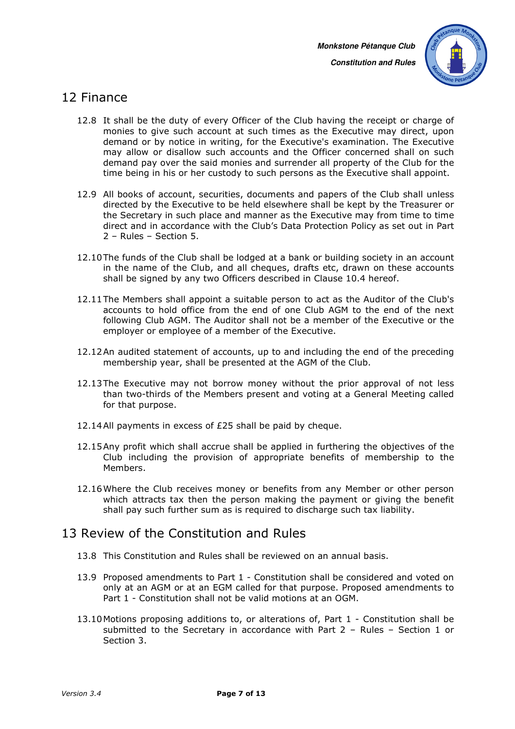## 12 Finance

12.8 It shall be the duty of every Officer of the Club having the receipt or charge of monies to give such account at such times as the Executive may direct, upon demand or by notice in writing, for the Executive's examination. The Executive may allow or disallow such accounts and the Officer concerned shall on such demand pay over the said monies and surrender all property of the Club for the time being in his or her custody to such persons as the Executive shall appoint.

12.9 All books of account, securities, documents and papers of the Club shall unless directed by the Executive to be held elsewhere shall be kept by the Treasurer or the Secretary in such place and manner as the Executive may from time to time direct and in accordance with the Club's Data Protection Policy as set out in Part 2 – Rules – Section 5.

12.10 The funds of the Club shall be lodged at a bank or building society in an account in the name of the Club, and all cheques, drafts etc, drawn on these accounts shall be signed by any two Officers described in Clause 10.4 hereof.

12.11 The Members shall appoint a suitable person to act as the Auditor of the Club's accounts to hold office from the end of one Club AGM to the end of the next following Club AGM. The Auditor shall not be a member of the Executive or the employer or employee of a member of the Executive.

12.12 An audited statement of accounts, up to and including the end of the preceding membership year, shall be presented at the AGM of the Club.

12.13 The Executive may not borrow money without the prior approval of not less than two-thirds of the Members present and voting at a General Meeting called for that purpose.

12.14 All payments in excess of £25 shall be paid by cheque.

12.15 Any profit which shall accrue shall be applied in furthering the objectives of the Club including the provision of appropriate benefits of membership to the Members.

12.16 Where the Club receives money or benefits from any Member or other person which attracts tax then the person making the payment or giving the benefit shall pay such further sum as is required to discharge such tax liability.

## 13 Review of the Constitution and Rules

13.8 This Constitution and Rules shall be reviewed on an annual basis.

13.9 Proposed amendments to Part 1 - Constitution shall be considered and voted on only at an AGM or at an EGM called for that purpose. Proposed amendments to Part 1 - Constitution shall not be valid motions at an OGM.

13.10 Motions proposing additions to, or alterations of, Part 1 - Constitution shall be submitted to the Secretary in accordance with Part 2 – Rules – Section 1 or Section 3.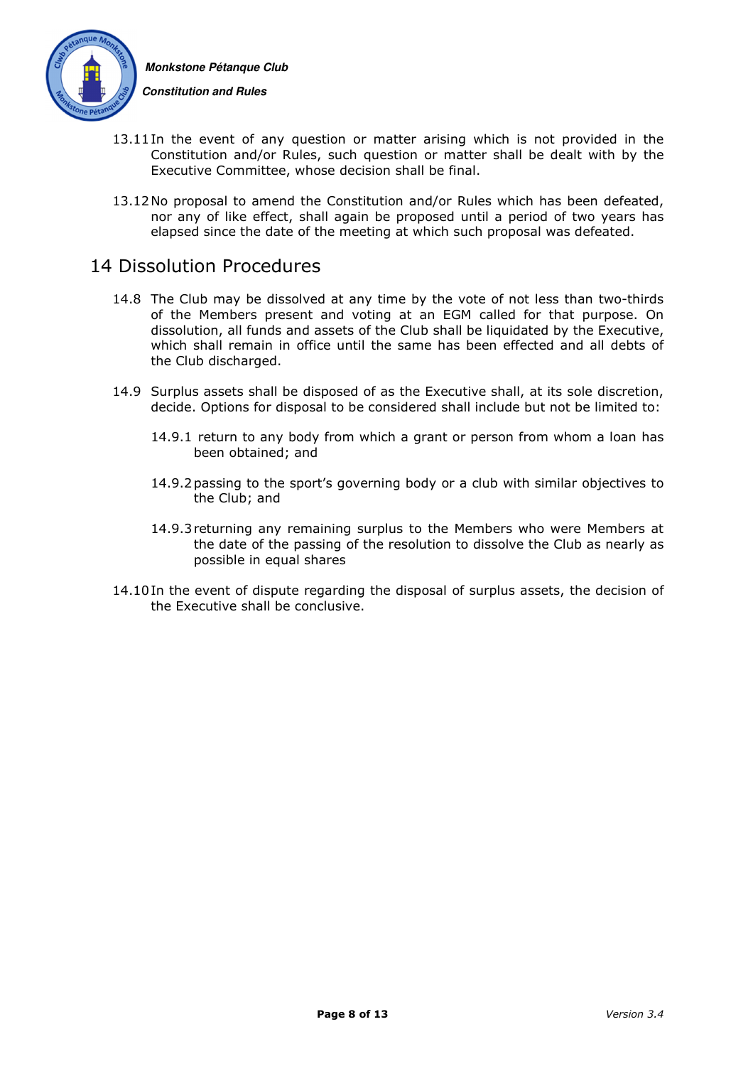13.11 In the event of any question or matter arising which is not provided in the Constitution and/or Rules, such question or matter shall be dealt with by the Executive Committee, whose decision shall be final.

13.12 No proposal to amend the Constitution and/or Rules which has been defeated, nor any of like effect, shall again be proposed until a period of two years has elapsed since the date of the meeting at which such proposal was defeated.

# 14 Dissolution Procedures

14.8 The Club may be dissolved at any time by the vote of not less than two-thirds of the Members present and voting at an EGM called for that purpose. On dissolution, all funds and assets of the Club shall be liquidated by the Executive, which shall remain in office until the same has been effected and all debts of the Club discharged.

14.9 Surplus assets shall be disposed of as the Executive shall, at its sole discretion, decide. Options for disposal to be considered shall include but not be limited to:

- 14.9.1 return to any body from which a grant or person from whom a loan has been obtained; and
- 14.9.2 passing to the sport's governing body or a club with similar objectives to the Club; and
- 14.9.3 returning any remaining surplus to the Members who were Members at the date of the passing of the resolution to dissolve the Club as nearly as possible in equal shares

14.10 In the event of dispute regarding the disposal of surplus assets, the decision of the Executive shall be conclusive.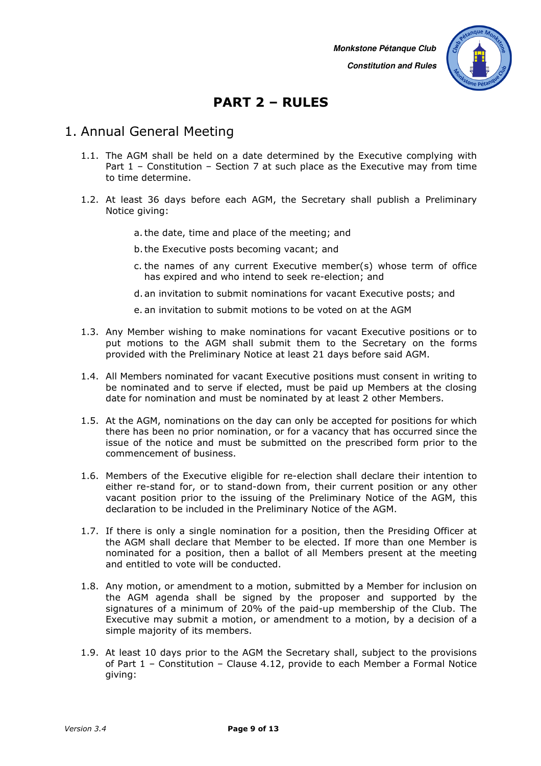# PART 2 – RULES

## 1. Annual General Meeting

1.1. The AGM shall be held on a date determined by the Executive complying with Part 1 – Constitution – Section 7 at such place as the Executive may from time to time determine.

1.2. At least 36 days before each AGM, the Secretary shall publish a Preliminary Notice giving:

a. the date, time and place of the meeting; and

b. the Executive posts becoming vacant; and

c. the names of any current Executive member(s) whose term of office has expired and who intend to seek re-election; and

d. an invitation to submit nominations for vacant Executive posts; and

e. an invitation to submit motions to be voted on at the AGM

1.3. Any Member wishing to make nominations for vacant Executive positions or to put motions to the AGM shall submit them to the Secretary on the forms provided with the Preliminary Notice at least 21 days before said AGM.

1.4. All Members nominated for vacant Executive positions must consent in writing to be nominated and to serve if elected, must be paid up Members at the closing date for nomination and must be nominated by at least 2 other Members.

1.5. At the AGM, nominations on the day can only be accepted for positions for which there has been no prior nomination, or for a vacancy that has occurred since the issue of the notice and must be submitted on the prescribed form prior to the commencement of business.

1.6. Members of the Executive eligible for re-election shall declare their intention to either re-stand for, or to stand-down from, their current position or any other vacant position prior to the issuing of the Preliminary Notice of the AGM, this declaration to be included in the Preliminary Notice of the AGM.

1.7. If there is only a single nomination for a position, then the Presiding Officer at the AGM shall declare that Member to be elected. If more than one Member is nominated for a position, then a ballot of all Members present at the meeting and entitled to vote will be conducted.

1.8. Any motion, or amendment to a motion, submitted by a Member for inclusion on the AGM agenda shall be signed by the proposer and supported by the signatures of a minimum of 20% of the paid-up membership of the Club. The Executive may submit a motion, or amendment to a motion, by a decision of a simple majority of its members.

1.9. At least 10 days prior to the AGM the Secretary shall, subject to the provisions of Part 1 – Constitution – Clause 4.12, provide to each Member a Formal Notice giving: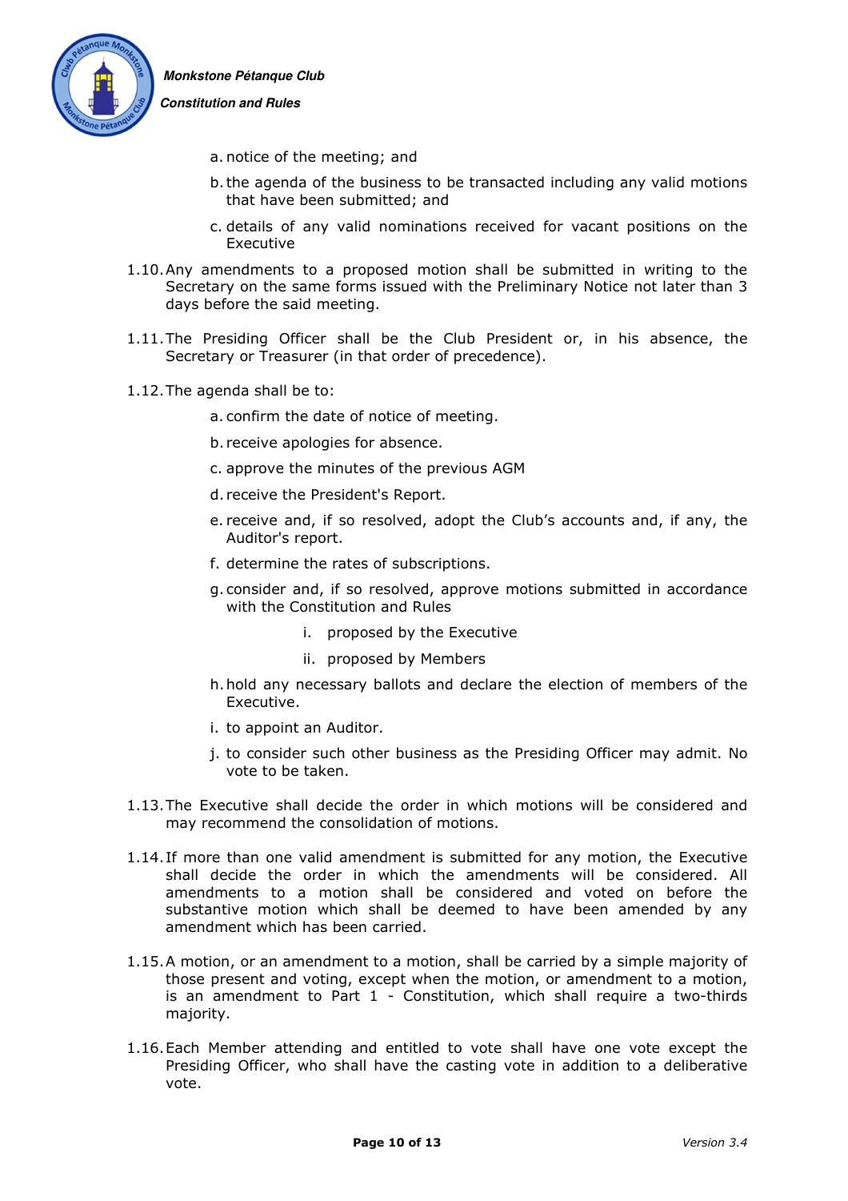a. notice of the meeting; and

b. the agenda of the business to be transacted including any valid motions that have been submitted; and

c. details of any valid nominations received for vacant positions on the Executive

1.10. Any amendments to a proposed motion shall be submitted in writing to the Secretary on the same forms issued with the Preliminary Notice not later than 3 days before the said meeting.

1.11. The Presiding Officer shall be the Club President or, in his absence, the Secretary or Treasurer (in that order of precedence).

1.12. The agenda shall be to:

a. confirm the date of notice of meeting.

b. receive apologies for absence.

c. approve the minutes of the previous AGM

d. receive the President's Report.

e. receive and, if so resolved, adopt the Club's accounts and, if any, the Auditor's report.

f. determine the rates of subscriptions.

g. consider and, if so resolved, approve motions submitted in accordance with the Constitution and Rules

   i. proposed by the Executive

   ii. proposed by Members

h. hold any necessary ballots and declare the election of members of the Executive.

i. to appoint an Auditor.

j. to consider such other business as the Presiding Officer may admit. No vote to be taken.

1.13. The Executive shall decide the order in which motions will be considered and may recommend the consolidation of motions.

1.14. If more than one valid amendment is submitted for any motion, the Executive shall decide the order in which the amendments will be considered. All amendments to a motion shall be considered and voted on before the substantive motion which shall be deemed to have been amended by any amendment which has been carried.

1.15. A motion, or an amendment to a motion, shall be carried by a simple majority of those present and voting, except when the motion, or amendment to a motion, is an amendment to Part 1 - Constitution, which shall require a two-thirds majority.

1.16. Each Member attending and entitled to vote shall have one vote except the Presiding Officer, who shall have the casting vote in addition to a deliberative vote.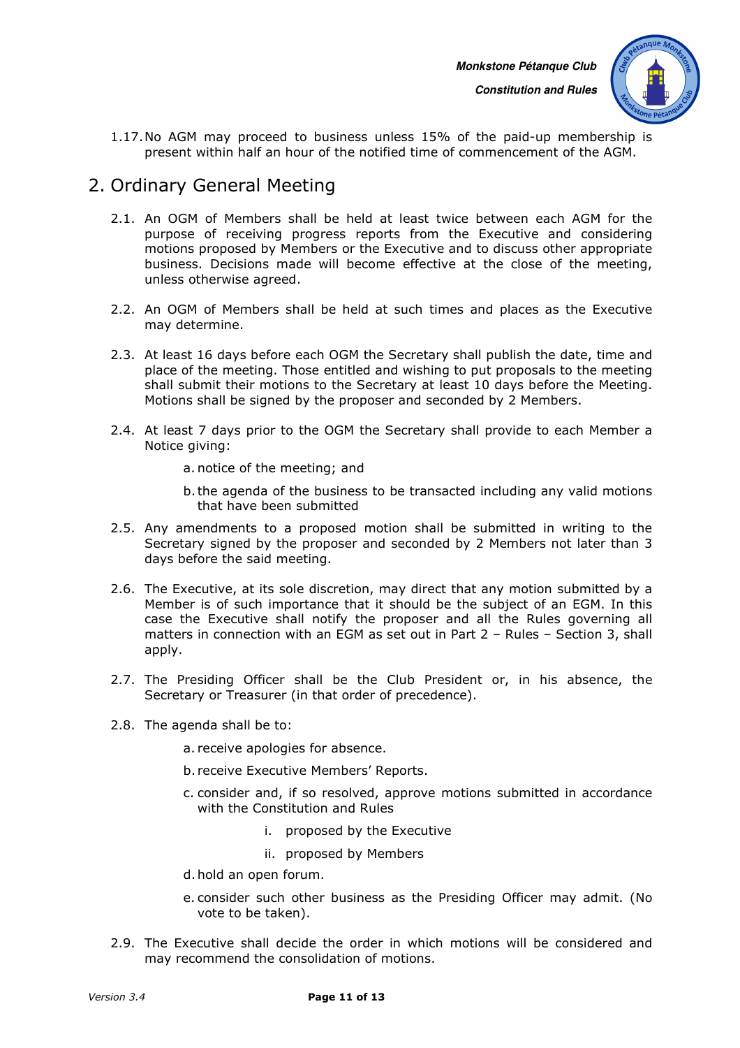1.17. No AGM may proceed to business unless 15% of the paid-up membership is present within half an hour of the notified time of commencement of the AGM.

## 2. Ordinary General Meeting

2.1. An OGM of Members shall be held at least twice between each AGM for the purpose of receiving progress reports from the Executive and considering motions proposed by Members or the Executive and to discuss other appropriate business. Decisions made will become effective at the close of the meeting, unless otherwise agreed.

2.2. An OGM of Members shall be held at such times and places as the Executive may determine.

2.3. At least 16 days before each OGM the Secretary shall publish the date, time and place of the meeting. Those entitled and wishing to put proposals to the meeting shall submit their motions to the Secretary at least 10 days before the Meeting. Motions shall be signed by the proposer and seconded by 2 Members.

2.4. At least 7 days prior to the OGM the Secretary shall provide to each Member a Notice giving:

  a. notice of the meeting; and

  b. the agenda of the business to be transacted including any valid motions that have been submitted

2.5. Any amendments to a proposed motion shall be submitted in writing to the Secretary signed by the proposer and seconded by 2 Members not later than 3 days before the said meeting.

2.6. The Executive, at its sole discretion, may direct that any motion submitted by a Member is of such importance that it should be the subject of an EGM. In this case the Executive shall notify the proposer and all the Rules governing all matters in connection with an EGM as set out in Part 2 – Rules – Section 3, shall apply.

2.7. The Presiding Officer shall be the Club President or, in his absence, the Secretary or Treasurer (in that order of precedence).

2.8. The agenda shall be to:

  a. receive apologies for absence.

  b. receive Executive Members' Reports.

  c. consider and, if so resolved, approve motions submitted in accordance with the Constitution and Rules

    i. proposed by the Executive

    ii. proposed by Members

  d. hold an open forum.

  e. consider such other business as the Presiding Officer may admit. (No vote to be taken).

2.9. The Executive shall decide the order in which motions will be considered and may recommend the consolidation of motions.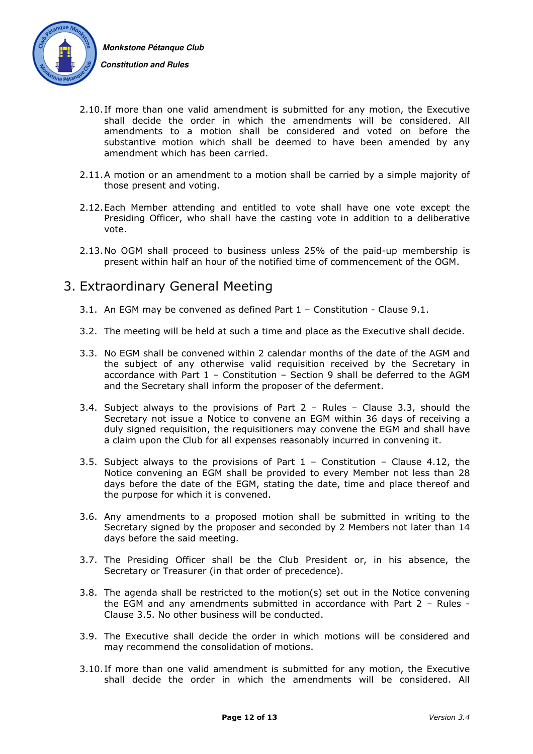2.10. If more than one valid amendment is submitted for any motion, the Executive shall decide the order in which the amendments will be considered. All amendments to a motion shall be considered and voted on before the substantive motion which shall be deemed to have been amended by any amendment which has been carried.

2.11. A motion or an amendment to a motion shall be carried by a simple majority of those present and voting.

2.12. Each Member attending and entitled to vote shall have one vote except the Presiding Officer, who shall have the casting vote in addition to a deliberative vote.

2.13. No OGM shall proceed to business unless 25% of the paid-up membership is present within half an hour of the notified time of commencement of the OGM.

## 3. Extraordinary General Meeting

3.1. An EGM may be convened as defined Part 1 – Constitution - Clause 9.1.

3.2. The meeting will be held at such a time and place as the Executive shall decide.

3.3. No EGM shall be convened within 2 calendar months of the date of the AGM and the subject of any otherwise valid requisition received by the Secretary in accordance with Part 1 – Constitution – Section 9 shall be deferred to the AGM and the Secretary shall inform the proposer of the deferment.

3.4. Subject always to the provisions of Part 2 – Rules – Clause 3.3, should the Secretary not issue a Notice to convene an EGM within 36 days of receiving a duly signed requisition, the requisitioners may convene the EGM and shall have a claim upon the Club for all expenses reasonably incurred in convening it.

3.5. Subject always to the provisions of Part 1 – Constitution – Clause 4.12, the Notice convening an EGM shall be provided to every Member not less than 28 days before the date of the EGM, stating the date, time and place thereof and the purpose for which it is convened.

3.6. Any amendments to a proposed motion shall be submitted in writing to the Secretary signed by the proposer and seconded by 2 Members not later than 14 days before the said meeting.

3.7. The Presiding Officer shall be the Club President or, in his absence, the Secretary or Treasurer (in that order of precedence).

3.8. The agenda shall be restricted to the motion(s) set out in the Notice convening the EGM and any amendments submitted in accordance with Part 2 – Rules - Clause 3.5. No other business will be conducted.

3.9. The Executive shall decide the order in which motions will be considered and may recommend the consolidation of motions.

3.10. If more than one valid amendment is submitted for any motion, the Executive shall decide the order in which the amendments will be considered. All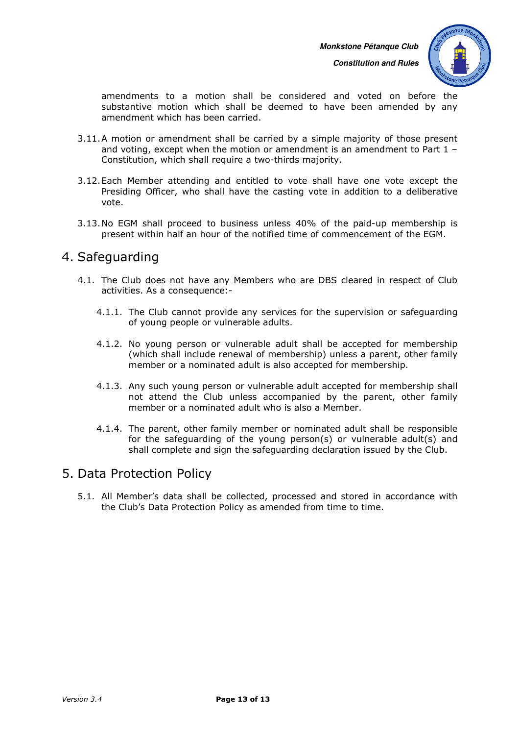amendments to a motion shall be considered and voted on before the substantive motion which shall be deemed to have been amended by any amendment which has been carried.

3.11. A motion or amendment shall be carried by a simple majority of those present and voting, except when the motion or amendment is an amendment to Part 1 – Constitution, which shall require a two-thirds majority.

3.12. Each Member attending and entitled to vote shall have one vote except the Presiding Officer, who shall have the casting vote in addition to a deliberative vote.

3.13. No EGM shall proceed to business unless 40% of the paid-up membership is present within half an hour of the notified time of commencement of the EGM.

# 4. Safeguarding

4.1. The Club does not have any Members who are DBS cleared in respect of Club activities. As a consequence:-

4.1.1. The Club cannot provide any services for the supervision or safeguarding of young people or vulnerable adults.

4.1.2. No young person or vulnerable adult shall be accepted for membership (which shall include renewal of membership) unless a parent, other family member or a nominated adult is also accepted for membership.

4.1.3. Any such young person or vulnerable adult accepted for membership shall not attend the Club unless accompanied by the parent, other family member or a nominated adult who is also a Member.

4.1.4. The parent, other family member or nominated adult shall be responsible for the safeguarding of the young person(s) or vulnerable adult(s) and shall complete and sign the safeguarding declaration issued by the Club.

# 5. Data Protection Policy

5.1. All Member's data shall be collected, processed and stored in accordance with the Club's Data Protection Policy as amended from time to time.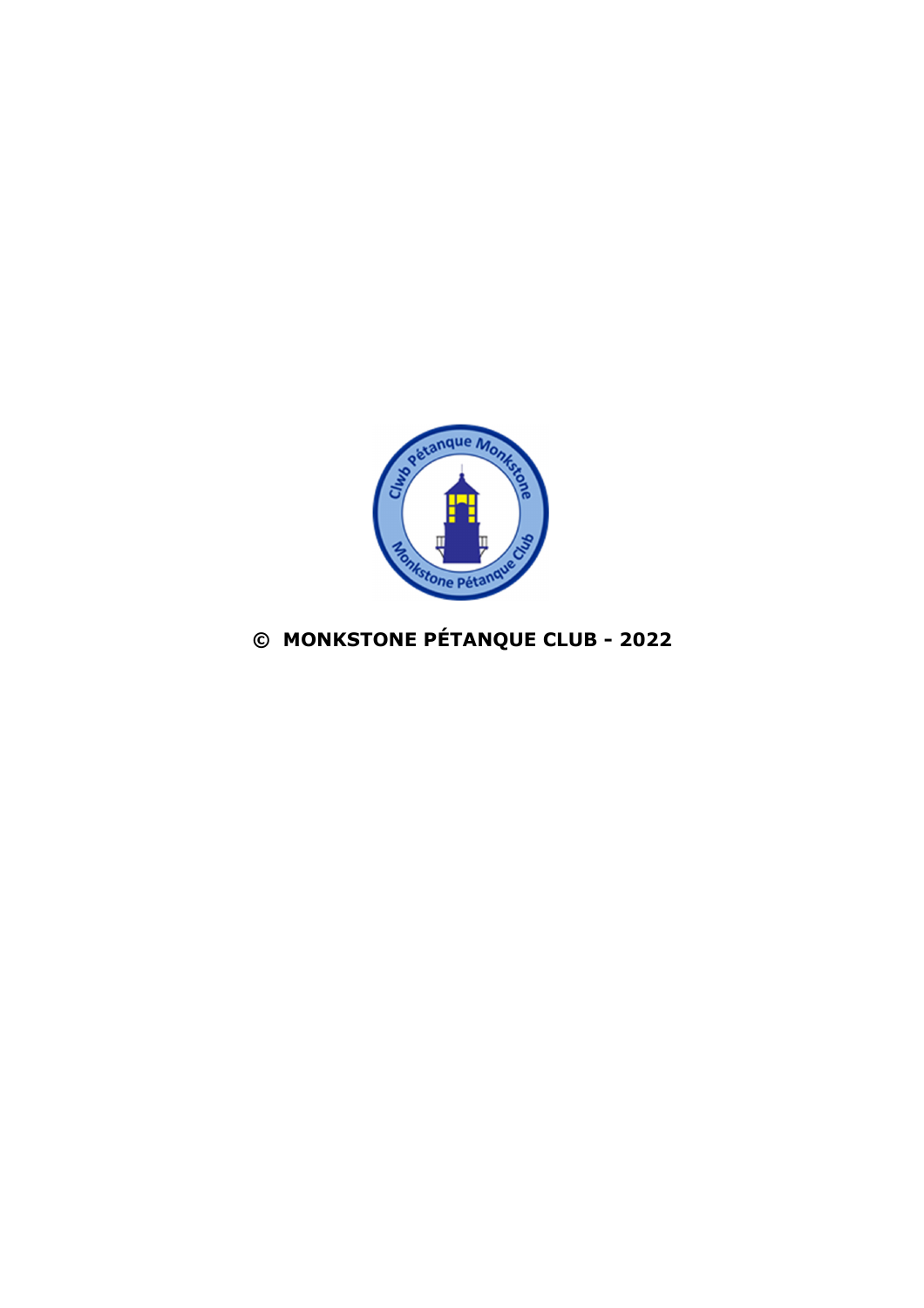**© MONKSTONE PÉTANQUE CLUB - 2022**